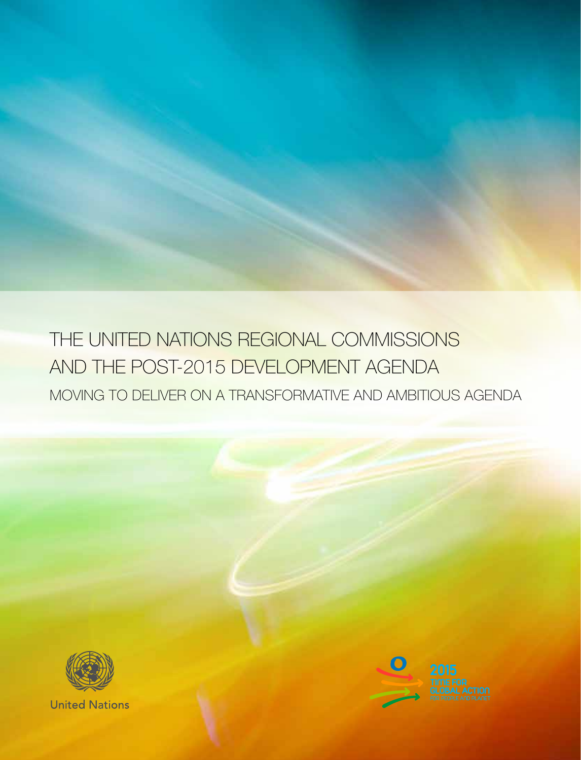# THE UNITED NATIONS REGIONAL COMMISSIONS AND THE POST-2015 DEVELOPMENT AGENDA

## MOVING TO DELIVER ON A TRANSFORMATIVE AND AMBITIOUS AGENDA

United Nations

2015
TIME FOR
GLOBAL ACTION
FOR PEOPLE AND PLANET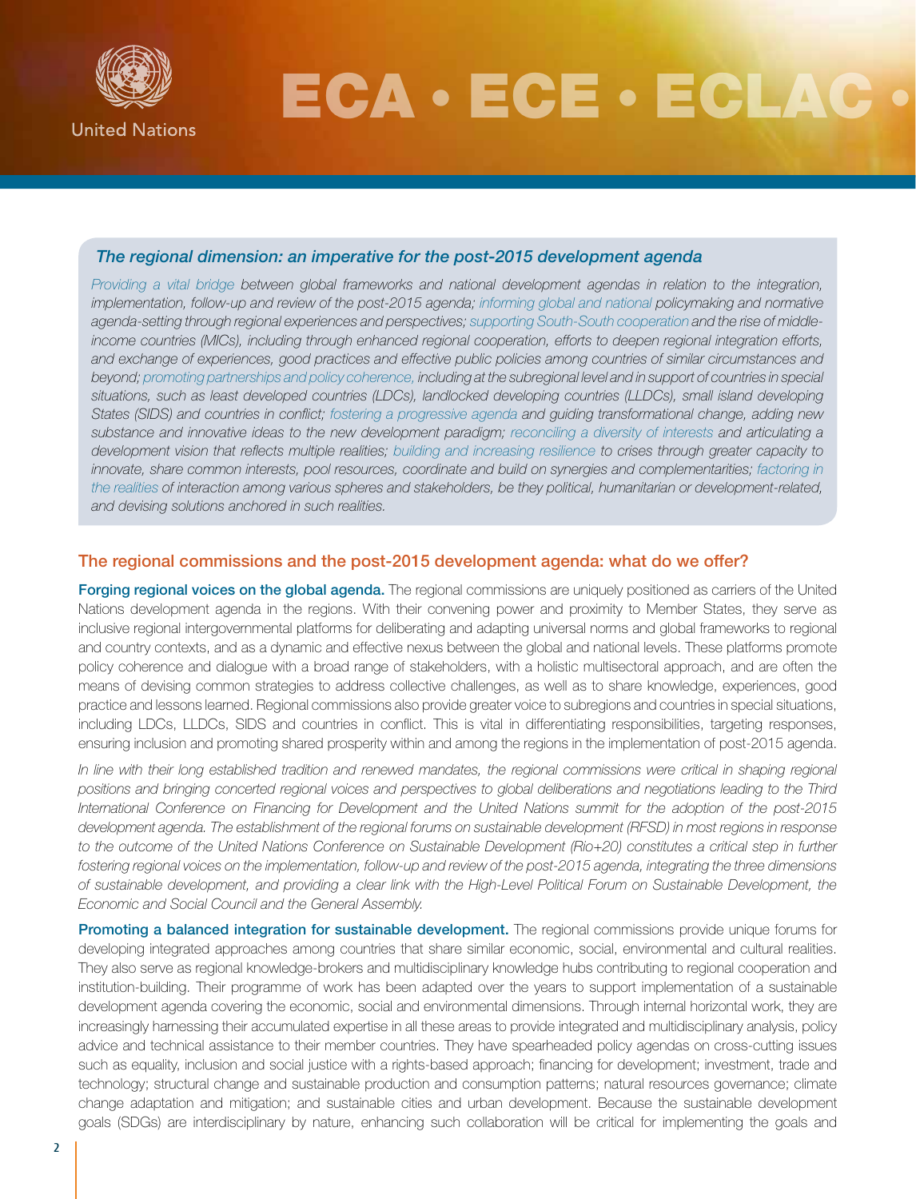### *The regional dimension: an imperative for the post-2015 development agenda*

*Providing a vital bridge between global frameworks and national development agendas in relation to the integration, implementation, follow-up and review of the post-2015 agenda; informing global and national policymaking and normative agenda-setting through regional experiences and perspectives; supporting South-South cooperation and the rise of middle-income countries (MICs), including through enhanced regional cooperation, efforts to deepen regional integration efforts, and exchange of experiences, good practices and effective public policies among countries of similar circumstances and beyond; promoting partnerships and policy coherence, including at the subregional level and in support of countries in special situations, such as least developed countries (LDCs), landlocked developing countries (LLDCs), small island developing States (SIDS) and countries in conflict; fostering a progressive agenda and guiding transformational change, adding new substance and innovative ideas to the new development paradigm; reconciling a diversity of interests and articulating a development vision that reflects multiple realities; building and increasing resilience to crises through greater capacity to innovate, share common interests, pool resources, coordinate and build on synergies and complementarities; factoring in the realities of interaction among various spheres and stakeholders, be they political, humanitarian or development-related, and devising solutions anchored in such realities.*

## The regional commissions and the post-2015 development agenda: what do we offer?

**Forging regional voices on the global agenda.** The regional commissions are uniquely positioned as carriers of the United Nations development agenda in the regions. With their convening power and proximity to Member States, they serve as inclusive regional intergovernmental platforms for deliberating and adapting universal norms and global frameworks to regional and country contexts, and as a dynamic and effective nexus between the global and national levels. These platforms promote policy coherence and dialogue with a broad range of stakeholders, with a holistic multisectoral approach, and are often the means of devising common strategies to address collective challenges, as well as to share knowledge, experiences, good practice and lessons learned. Regional commissions also provide greater voice to subregions and countries in special situations, including LDCs, LLDCs, SIDS and countries in conflict. This is vital in differentiating responsibilities, targeting responses, ensuring inclusion and promoting shared prosperity within and among the regions in the implementation of post-2015 agenda.

*In line with their long established tradition and renewed mandates, the regional commissions were critical in shaping regional positions and bringing concerted regional voices and perspectives to global deliberations and negotiations leading to the Third International Conference on Financing for Development and the United Nations summit for the adoption of the post-2015 development agenda. The establishment of the regional forums on sustainable development (RFSD) in most regions in response to the outcome of the United Nations Conference on Sustainable Development (Rio+20) constitutes a critical step in further fostering regional voices on the implementation, follow-up and review of the post-2015 agenda, integrating the three dimensions of sustainable development, and providing a clear link with the High-Level Political Forum on Sustainable Development, the Economic and Social Council and the General Assembly.*

**Promoting a balanced integration for sustainable development.** The regional commissions provide unique forums for developing integrated approaches among countries that share similar economic, social, environmental and cultural realities. They also serve as regional knowledge-brokers and multidisciplinary knowledge hubs contributing to regional cooperation and institution-building. Their programme of work has been adapted over the years to support implementation of a sustainable development agenda covering the economic, social and environmental dimensions. Through internal horizontal work, they are increasingly harnessing their accumulated expertise in all these areas to provide integrated and multidisciplinary analysis, policy advice and technical assistance to their member countries. They have spearheaded policy agendas on cross-cutting issues such as equality, inclusion and social justice with a rights-based approach; financing for development; investment, trade and technology; structural change and sustainable production and consumption patterns; natural resources governance; climate change adaptation and mitigation; and sustainable cities and urban development. Because the sustainable development goals (SDGs) are interdisciplinary by nature, enhancing such collaboration will be critical for implementing the goals and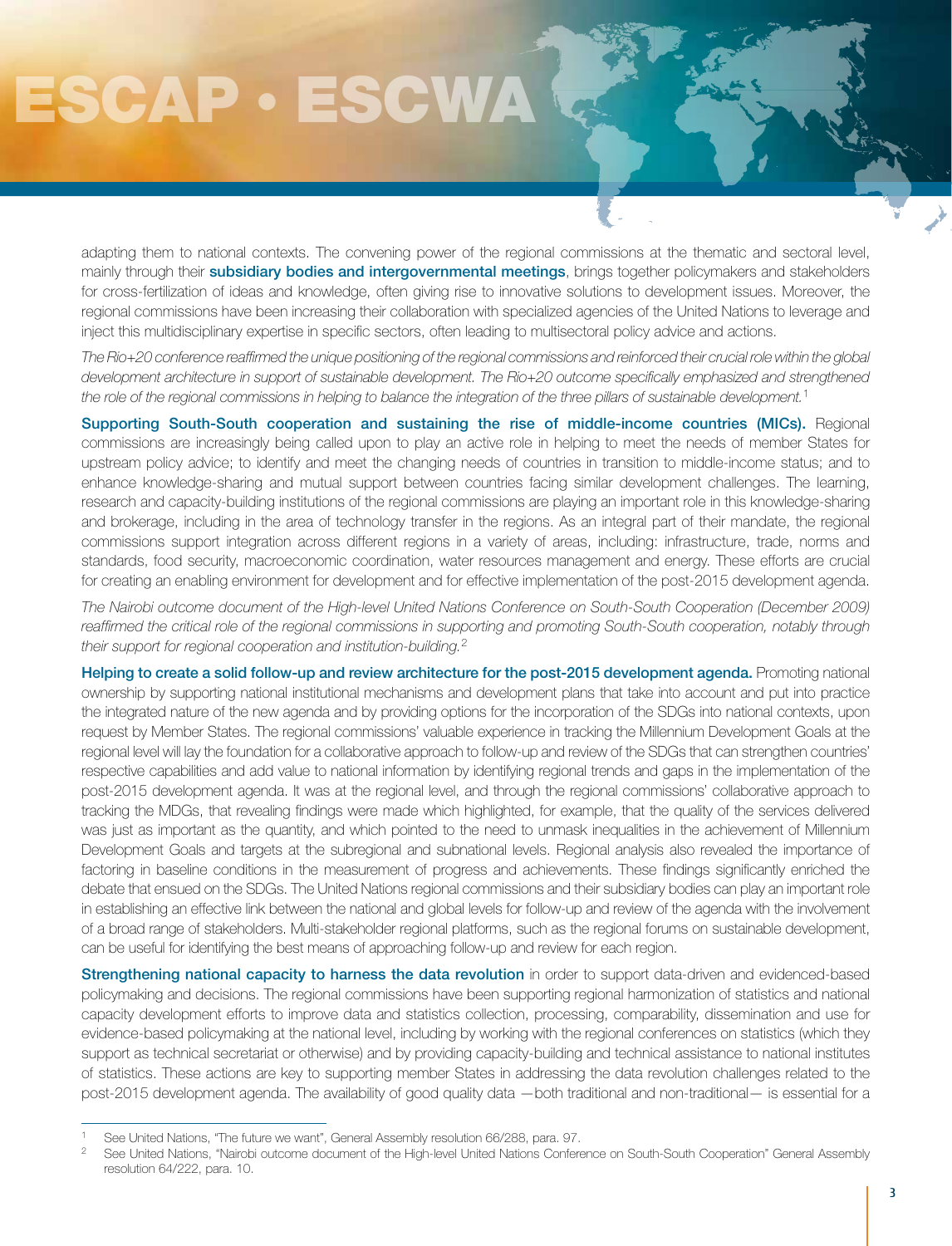adapting them to national contexts. The convening power of the regional commissions at the thematic and sectoral level, mainly through their **subsidiary bodies and intergovernmental meetings**, brings together policymakers and stakeholders for cross-fertilization of ideas and knowledge, often giving rise to innovative solutions to development issues. Moreover, the regional commissions have been increasing their collaboration with specialized agencies of the United Nations to leverage and inject this multidisciplinary expertise in specific sectors, often leading to multisectoral policy advice and actions.

*The Rio+20 conference reaffirmed the unique positioning of the regional commissions and reinforced their crucial role within the global development architecture in support of sustainable development. The Rio+20 outcome specifically emphasized and strengthened the role of the regional commissions in helping to balance the integration of the three pillars of sustainable development.*[1]

**Supporting South-South cooperation and sustaining the rise of middle-income countries (MICs).** Regional commissions are increasingly being called upon to play an active role in helping to meet the needs of member States for upstream policy advice; to identify and meet the changing needs of countries in transition to middle-income status; and to enhance knowledge-sharing and mutual support between countries facing similar development challenges. The learning, research and capacity-building institutions of the regional commissions are playing an important role in this knowledge-sharing and brokerage, including in the area of technology transfer in the regions. As an integral part of their mandate, the regional commissions support integration across different regions in a variety of areas, including: infrastructure, trade, norms and standards, food security, macroeconomic coordination, water resources management and energy. These efforts are crucial for creating an enabling environment for development and for effective implementation of the post-2015 development agenda.

*The Nairobi outcome document of the High-level United Nations Conference on South-South Cooperation (December 2009) reaffirmed the critical role of the regional commissions in supporting and promoting South-South cooperation, notably through their support for regional cooperation and institution-building.*[2]

**Helping to create a solid follow-up and review architecture for the post-2015 development agenda.** Promoting national ownership by supporting national institutional mechanisms and development plans that take into account and put into practice the integrated nature of the new agenda and by providing options for the incorporation of the SDGs into national contexts, upon request by Member States. The regional commissions' valuable experience in tracking the Millennium Development Goals at the regional level will lay the foundation for a collaborative approach to follow-up and review of the SDGs that can strengthen countries' respective capabilities and add value to national information by identifying regional trends and gaps in the implementation of the post-2015 development agenda. It was at the regional level, and through the regional commissions' collaborative approach to tracking the MDGs, that revealing findings were made which highlighted, for example, that the quality of the services delivered was just as important as the quantity, and which pointed to the need to unmask inequalities in the achievement of Millennium Development Goals and targets at the subregional and subnational levels. Regional analysis also revealed the importance of factoring in baseline conditions in the measurement of progress and achievements. These findings significantly enriched the debate that ensued on the SDGs. The United Nations regional commissions and their subsidiary bodies can play an important role in establishing an effective link between the national and global levels for follow-up and review of the agenda with the involvement of a broad range of stakeholders. Multi-stakeholder regional platforms, such as the regional forums on sustainable development, can be useful for identifying the best means of approaching follow-up and review for each region.

**Strengthening national capacity to harness the data revolution** in order to support data-driven and evidenced-based policymaking and decisions. The regional commissions have been supporting regional harmonization of statistics and national capacity development efforts to improve data and statistics collection, processing, comparability, dissemination and use for evidence-based policymaking at the national level, including by working with the regional conferences on statistics (which they support as technical secretariat or otherwise) and by providing capacity-building and technical assistance to national institutes of statistics. These actions are key to supporting member States in addressing the data revolution challenges related to the post-2015 development agenda. The availability of good quality data —both traditional and non-traditional— is essential for a

[1] See United Nations, "The future we want", General Assembly resolution 66/288, para. 97.

[2] See United Nations, "Nairobi outcome document of the High-level United Nations Conference on South-South Cooperation" General Assembly resolution 64/222, para. 10.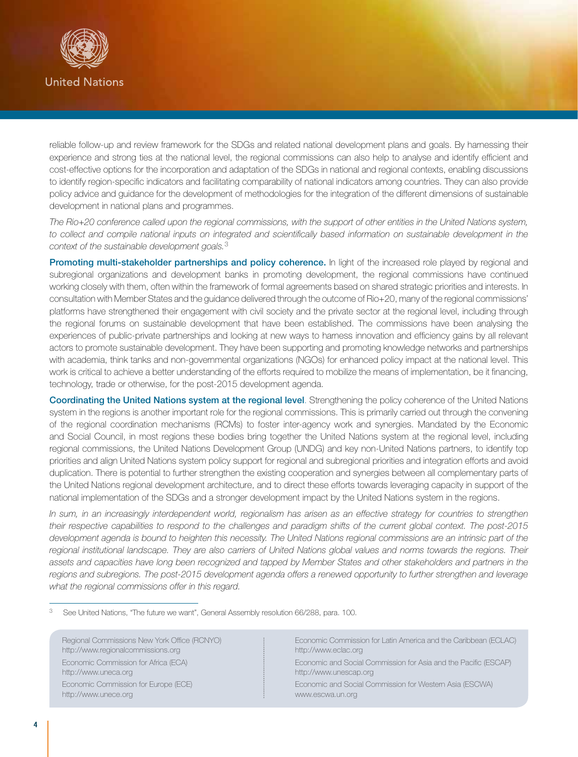reliable follow-up and review framework for the SDGs and related national development plans and goals. By harnessing their experience and strong ties at the national level, the regional commissions can also help to analyse and identify efficient and cost-effective options for the incorporation and adaptation of the SDGs in national and regional contexts, enabling discussions to identify region-specific indicators and facilitating comparability of national indicators among countries. They can also provide policy advice and guidance for the development of methodologies for the integration of the different dimensions of sustainable development in national plans and programmes.

*The Rio+20 conference called upon the regional commissions, with the support of other entities in the United Nations system, to collect and compile national inputs on integrated and scientifically based information on sustainable development in the context of the sustainable development goals.*[3]

**Promoting multi-stakeholder partnerships and policy coherence.** In light of the increased role played by regional and subregional organizations and development banks in promoting development, the regional commissions have continued working closely with them, often within the framework of formal agreements based on shared strategic priorities and interests. In consultation with Member States and the guidance delivered through the outcome of Rio+20, many of the regional commissions' platforms have strengthened their engagement with civil society and the private sector at the regional level, including through the regional forums on sustainable development that have been established. The commissions have been analysing the experiences of public-private partnerships and looking at new ways to harness innovation and efficiency gains by all relevant actors to promote sustainable development. They have been supporting and promoting knowledge networks and partnerships with academia, think tanks and non-governmental organizations (NGOs) for enhanced policy impact at the national level. This work is critical to achieve a better understanding of the efforts required to mobilize the means of implementation, be it financing, technology, trade or otherwise, for the post-2015 development agenda.

**Coordinating the United Nations system at the regional level**. Strengthening the policy coherence of the United Nations system in the regions is another important role for the regional commissions. This is primarily carried out through the convening of the regional coordination mechanisms (RCMs) to foster inter-agency work and synergies. Mandated by the Economic and Social Council, in most regions these bodies bring together the United Nations system at the regional level, including regional commissions, the United Nations Development Group (UNDG) and key non-United Nations partners, to identify top priorities and align United Nations system policy support for regional and subregional priorities and integration efforts and avoid duplication. There is potential to further strengthen the existing cooperation and synergies between all complementary parts of the United Nations regional development architecture, and to direct these efforts towards leveraging capacity in support of the national implementation of the SDGs and a stronger development impact by the United Nations system in the regions.

*In sum, in an increasingly interdependent world, regionalism has arisen as an effective strategy for countries to strengthen their respective capabilities to respond to the challenges and paradigm shifts of the current global context. The post-2015 development agenda is bound to heighten this necessity. The United Nations regional commissions are an intrinsic part of the regional institutional landscape. They are also carriers of United Nations global values and norms towards the regions. Their assets and capacities have long been recognized and tapped by Member States and other stakeholders and partners in the regions and subregions. The post-2015 development agenda offers a renewed opportunity to further strengthen and leverage what the regional commissions offer in this regard.*

[3] See United Nations, "The future we want", General Assembly resolution 66/288, para. 100.

Regional Commissions New York Office (RCNYO)
http://www.regionalcommissions.org

Economic Commission for Africa (ECA)
http://www.uneca.org

Economic Commission for Europe (ECE)
http://www.unece.org

Economic Commission for Latin America and the Caribbean (ECLAC)
http://www.eclac.org

Economic and Social Commission for Asia and the Pacific (ESCAP)
http://www.unescap.org

Economic and Social Commission for Western Asia (ESCWA)
www.escwa.un.org